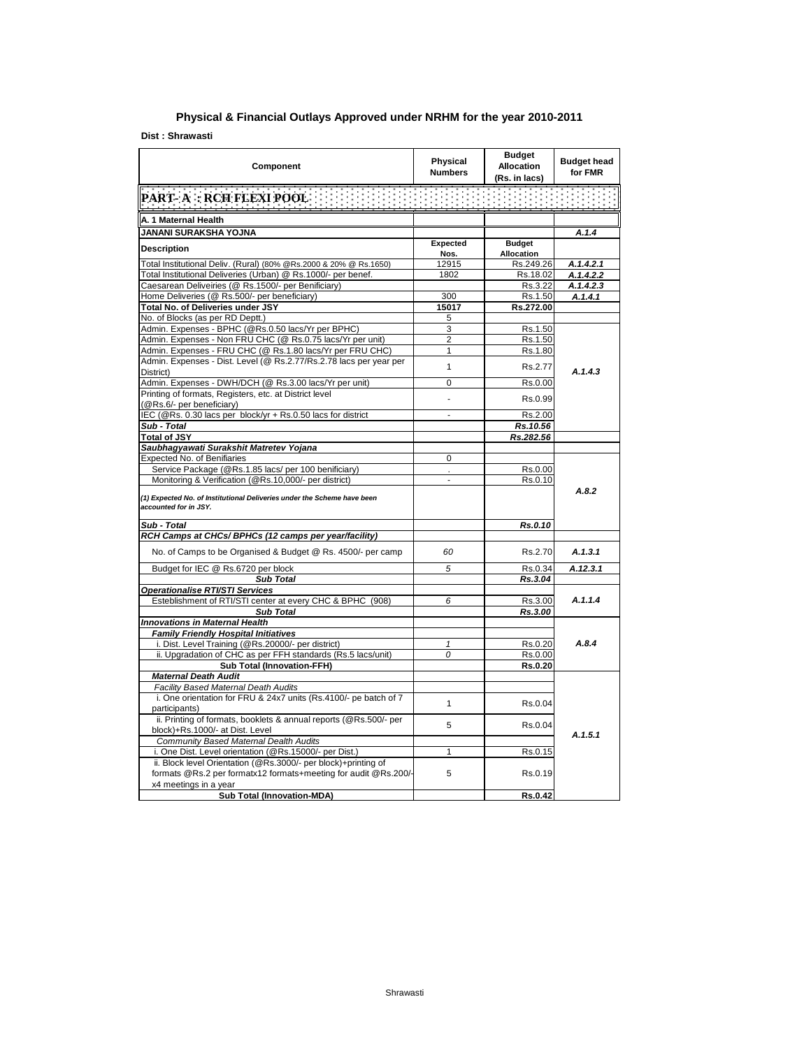# Physical & Financial Outlays Approved under NRHM for the year 2010-2011

**Dist : Shrawasti**

| Component | Physical Numbers | Budget Allocation (Rs. in lacs) | Budget head for FMR |
|---|---|---|---|
| **PART- A : RCH FLEXI POOL** | | | |
| **A. 1 Maternal Health** | | | |
| **JANANI SURAKSHA YOJNA** | | | ***A.1.4*** |
| **Description** | **Expected Nos.** | **Budget Allocation** | |
| Total Institutional Deliv. (Rural) (80% @Rs.2000 & 20% @ Rs.1650) | 12915 | Rs.249.26 | ***A.1.4.2.1*** |
| Total Institutional Deliveries (Urban) @ Rs.1000/- per benef. | 1802 | Rs.18.02 | ***A.1.4.2.2*** |
| Caesarean Deliveiries (@ Rs.1500/- per Benificiary) | | Rs.3.22 | ***A.1.4.2.3*** |
| Home Deliveries (@ Rs.500/- per beneficiary) | 300 | Rs.1.50 | ***A.1.4.1*** |
| **Total No. of Deliveries under JSY** | **15017** | **Rs.272.00** | |
| No. of Blocks (as per RD Deptt.) | 5 | | |
| Admin. Expenses - BPHC (@Rs.0.50 lacs/Yr per BPHC) | 3 | Rs.1.50 | ***A.1.4.3*** |
| Admin. Expenses - Non FRU CHC (@ Rs.0.75 lacs/Yr per unit) | 2 | Rs.1.50 | |
| Admin. Expenses - FRU CHC (@ Rs.1.80 lacs/Yr per FRU CHC) | 1 | Rs.1.80 | |
| Admin. Expenses - Dist. Level (@ Rs.2.77/Rs.2.78 lacs per year per District) | 1 | Rs.2.77 | |
| Admin. Expenses - DWH/DCH (@ Rs.3.00 lacs/Yr per unit) | 0 | Rs.0.00 | |
| Printing of formats, Registers, etc. at District level (@Rs.6/- per beneficiary) | - | Rs.0.99 | |
| IEC (@Rs. 0.30 lacs per block/yr + Rs.0.50 lacs for district | - | Rs.2.00 | |
| ***Sub - Total*** | | ***Rs.10.56*** | |
| **Total of JSY** | | ***Rs.282.56*** | |
| ***Saubhagyawati Surakshit Matretev Yojana*** | | | |
| Expected No. of Benifiaries | 0 | | ***A.8.2*** |
| Service Package (@Rs.1.85 lacs/ per 100 benificiary) | . | Rs.0.00 | |
| Monitoring & Verification (@Rs.10,000/- per district) | - | Rs.0.10 | |
| ***(1) Expected No. of Institutional Deliveries under the Scheme have been accounted for in JSY.*** | | | |
| ***Sub - Total*** | | ***Rs.0.10*** | |
| ***RCH Camps at CHCs/ BPHCs (12 camps per year/facility)*** | | | |
| No. of Camps to be Organised & Budget @ Rs. 4500/- per camp | *60* | Rs.2.70 | ***A.1.3.1*** |
| Budget for IEC @ Rs.6720 per block | *5* | Rs.0.34 | ***A.12.3.1*** |
| ***Sub Total*** | | ***Rs.3.04*** | |
| ***Operationalise RTI/STI Services*** | | | |
| Esteblishment of RTI/STI center at every CHC & BPHC (908) | *6* | Rs.3.00 | ***A.1.1.4*** |
| ***Sub Total*** | | ***Rs.3.00*** | |
| ***Innovations in Maternal Health*** | | | |
| ***Family Friendly Hospital Initiatives*** | | | ***A.8.4*** |
| i. Dist. Level Training (@Rs.20000/- per district) | *1* | Rs.0.20 | |
| ii. Upgradation of CHC as per FFH standards (Rs.5 lacs/unit) | *0* | Rs.0.00 | |
| **Sub Total (Innovation-FFH)** | | **Rs.0.20** | |
| ***Maternal Death Audit*** | | | ***A.1.5.1*** |
| *Facility Based Maternal Death Audits* | | | |
| i. One orientation for FRU & 24x7 units (Rs.4100/- pe batch of 7 participants) | 1 | Rs.0.04 | |
| ii. Printing of formats, booklets & annual reports (@Rs.500/- per block)+Rs.1000/- at Dist. Level | 5 | Rs.0.04 | |
| *Community Based Maternal Dealth Audits* | | | |
| i. One Dist. Level orientation (@Rs.15000/- per Dist.) | 1 | Rs.0.15 | |
| ii. Block level Orientation (@Rs.3000/- per block)+printing of formats @Rs.2 per formatx12 formats+meeting for audit @Rs.200/- x4 meetings in a year | 5 | Rs.0.19 | |
| **Sub Total (Innovation-MDA)** | | **Rs.0.42** | |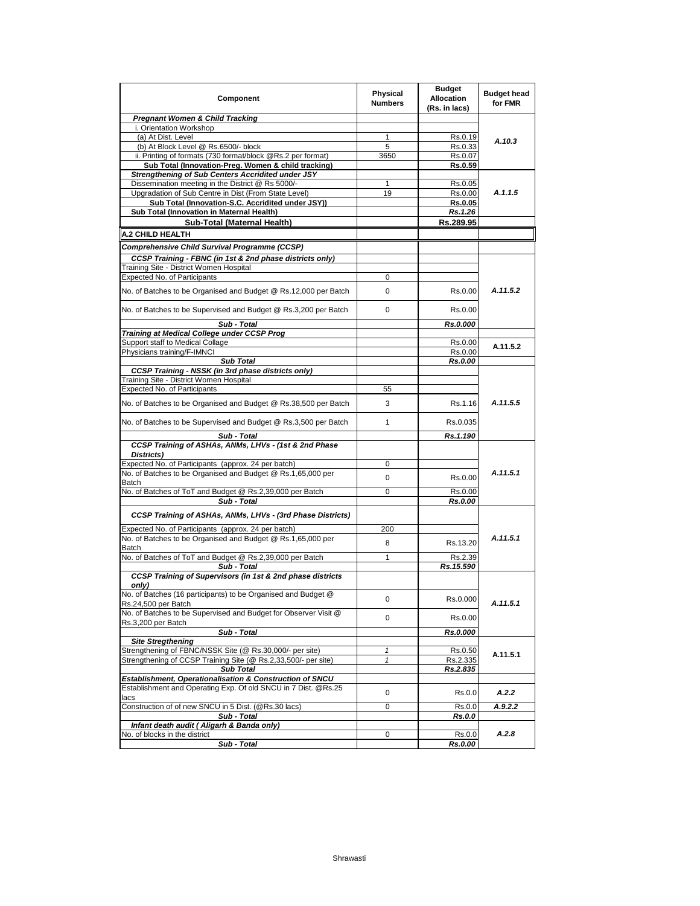| Component | Physical Numbers | Budget Allocation (Rs. in lacs) | Budget head for FMR |
|---|---|---|---|
| ***Pregnant Women & Child Tracking*** | | | |
| i. Orientation Workshop | | | |
| (a) At Dist. Level | 1 | Rs.0.19 | *A.10.3* |
| (b) At Block Level @ Rs.6500/- block | 5 | Rs.0.33 | |
| ii. Printing of formats (730 format/block @Rs.2 per format) | 3650 | Rs.0.07 | |
| **Sub Total (Innovation-Preg. Women & child tracking)** | | **Rs.0.59** | |
| ***Strengthening of Sub Centers Accridited under JSY*** | | | |
| Dissemination meeting in the District @ Rs 5000/- | 1 | Rs.0.05 | *A.1.1.5* |
| Upgradation of Sub Centre in Dist (From State Level) | 19 | Rs.0.00 | |
| **Sub Total (Innovation-S.C. Accridited under JSY))** | | **Rs.0.05** | |
| **Sub Total (Innovation in Maternal Health)** | | ***Rs.1.26*** | |
| **Sub-Total (Maternal Health)** | | **Rs.289.95** | |
| **A.2 CHILD HEALTH** | | | |
| ***Comprehensive Child Survival Programme (CCSP)*** | | | |
| ***CCSP Training - FBNC (in 1st & 2nd phase districts only)*** | | | |
| Training Site - District Women Hospital | | | |
| Expected No. of Participants | 0 | | |
| No. of Batches to be Organised and Budget @ Rs.12,000 per Batch | 0 | Rs.0.00 | *A.11.5.2* |
| No. of Batches to be Supervised and Budget @ Rs.3,200 per Batch | 0 | Rs.0.00 | |
| ***Sub - Total*** | | ***Rs.0.000*** | |
| ***Training at Medical College under CCSP Prog*** | | | |
| Support staff to Medical Collage | | Rs.0.00 | A.11.5.2 |
| Physicians training/F-IMNCI | | Rs.0.00 | |
| ***Sub Total*** | | ***Rs.0.00*** | |
| ***CCSP Training - NSSK (in 3rd phase districts only)*** | | | |
| Training Site - District Women Hospital | | | |
| Expected No. of Participants | 55 | | |
| No. of Batches to be Organised and Budget @ Rs.38,500 per Batch | 3 | Rs.1.16 | *A.11.5.5* |
| No. of Batches to be Supervised and Budget @ Rs.3,500 per Batch | 1 | Rs.0.035 | |
| ***Sub - Total*** | | ***Rs.1.190*** | |
| ***CCSP Training of ASHAs, ANMs, LHVs - (1st & 2nd Phase Districts)*** | | | |
| Expected No. of Participants (approx. 24 per batch) | 0 | | |
| No. of Batches to be Organised and Budget @ Rs.1,65,000 per Batch | 0 | Rs.0.00 | *A.11.5.1* |
| No. of Batches of ToT and Budget @ Rs.2,39,000 per Batch | 0 | Rs.0.00 | |
| ***Sub - Total*** | | ***Rs.0.00*** | |
| ***CCSP Training of ASHAs, ANMs, LHVs - (3rd Phase Districts)*** | | | |
| Expected No. of Participants (approx. 24 per batch) | 200 | | |
| No. of Batches to be Organised and Budget @ Rs.1,65,000 per Batch | 8 | Rs.13.20 | *A.11.5.1* |
| No. of Batches of ToT and Budget @ Rs.2,39,000 per Batch | 1 | Rs.2.39 | |
| ***Sub - Total*** | | ***Rs.15.590*** | |
| ***CCSP Training of Supervisors (in 1st & 2nd phase districts only)*** | | | |
| No. of Batches (16 participants) to be Organised and Budget @ Rs.24,500 per Batch | 0 | Rs.0.000 | *A.11.5.1* |
| No. of Batches to be Supervised and Budget for Observer Visit @ Rs.3,200 per Batch | 0 | Rs.0.00 | |
| ***Sub - Total*** | | ***Rs.0.000*** | |
| ***Site Stregthening*** | | | |
| Strengthening of FBNC/NSSK Site (@ Rs.30,000/- per site) | *1* | Rs.0.50 | A.11.5.1 |
| Strengthening of CCSP Training Site (@ Rs.2,33,500/- per site) | *1* | Rs.2.335 | |
| ***Sub Total*** | | ***Rs.2.835*** | |
| ***Establishment, Operationalisation & Construction of SNCU*** | | | |
| Establishment and Operating Exp. Of old SNCU in 7 Dist. @Rs.25 lacs | 0 | Rs.0.0 | *A.2.2* |
| Construction of of new SNCU in 5 Dist. (@Rs.30 lacs) | 0 | Rs.0.0 | *A.9.2.2* |
| ***Sub - Total*** | | ***Rs.0.0*** | |
| ***Infant death audit ( Aligarh & Banda only)*** | | | |
| No. of blocks in the district | 0 | Rs.0.0 | *A.2.8* |
| ***Sub - Total*** | | ***Rs.0.00*** | |

Shrawasti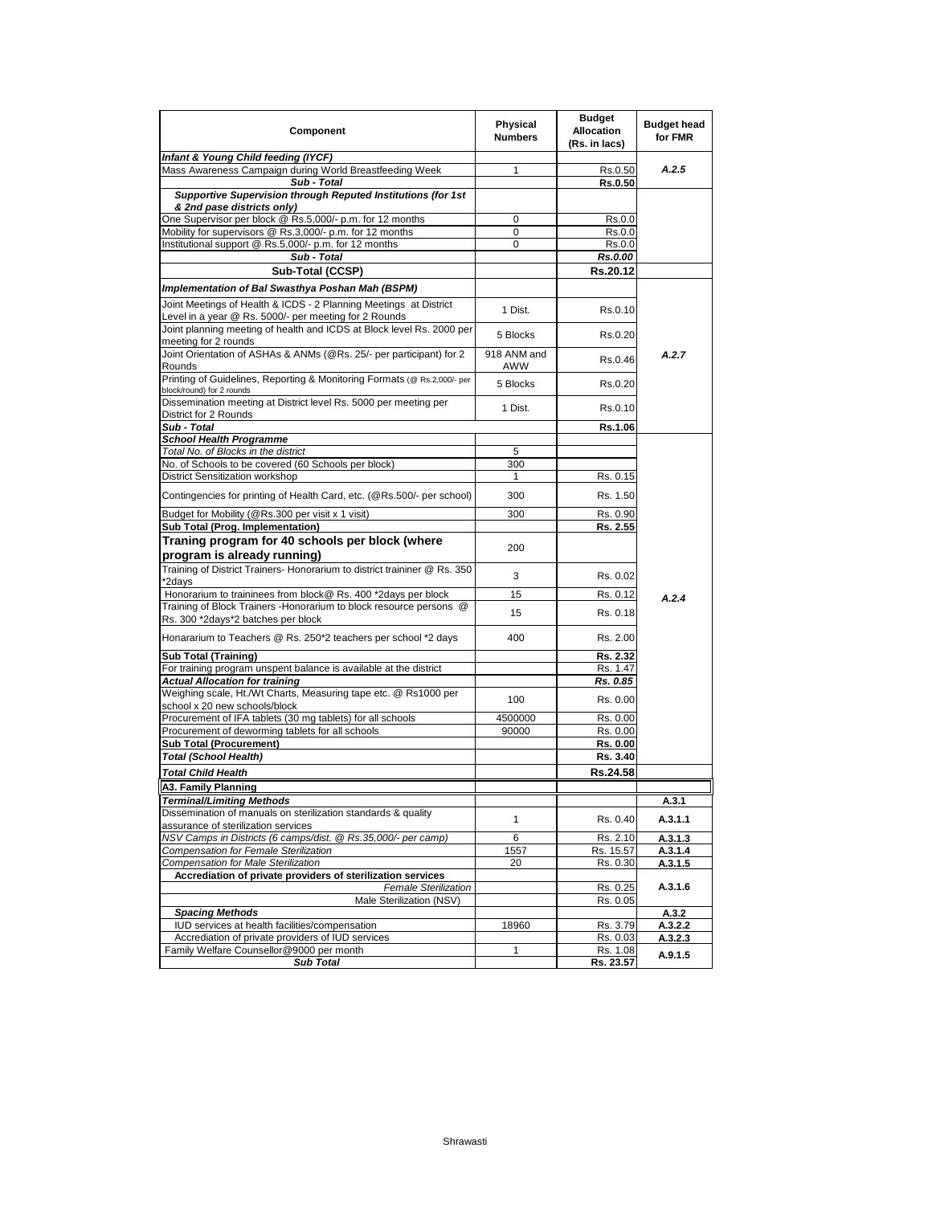| Component | Physical Numbers | Budget Allocation (Rs. in lacs) | Budget head for FMR |
|---|---|---|---|
| ***Infant & Young Child feeding (IYCF)*** | | | |
| Mass Awareness Campaign during World Breastfeeding Week | 1 | Rs.0.50 | *A.2.5* |
| ***Sub - Total*** | | **Rs.0.50** | |
| ***Supportive Supervision through Reputed Institutions (for 1st & 2nd pase districts only)*** | | | |
| One Supervisor per block @ Rs.5,000/- p.m. for 12 months | 0 | Rs.0.0 | |
| Mobility for supervisors @ Rs.3,000/- p.m. for 12 months | 0 | Rs.0.0 | |
| Institutional support @ Rs.5,000/- p.m. for 12 months | 0 | Rs.0.0 | |
| ***Sub - Total*** | | ***Rs.0.00*** | |
| **Sub-Total (CCSP)** | | **Rs.20.12** | |
| ***Implementation of Bal Swasthya Poshan Mah (BSPM)*** | | | |
| Joint Meetings of Health & ICDS - 2 Planning Meetings at District Level in a year @ Rs. 5000/- per meeting for 2 Rounds | 1 Dist. | Rs.0.10 | *A.2.7* |
| Joint planning meeting of health and ICDS at Block level Rs. 2000 per meeting for 2 rounds | 5 Blocks | Rs.0.20 | |
| Joint Orientation of ASHAs & ANMs (@Rs. 25/- per participant) for 2 Rounds | 918 ANM and AWW | Rs.0.46 | |
| Printing of Guidelines, Reporting & Monitoring Formats (@ Rs.2,000/- per block/round) for 2 rounds | 5 Blocks | Rs.0.20 | |
| Dissemination meeting at District level Rs. 5000 per meeting per District for 2 Rounds | 1 Dist. | Rs.0.10 | |
| ***Sub - Total*** | | **Rs.1.06** | |
| ***School Health Programme*** | | | *A.2.4* |
| *Total No. of Blocks in the district* | 5 | | |
| No. of Schools to be covered (60 Schools per block) | 300 | | |
| District Sensitization workshop | 1 | Rs. 0.15 | |
| Contingencies for printing of Health Card, etc. (@Rs.500/- per school) | 300 | Rs. 1.50 | |
| Budget for Mobility (@Rs.300 per visit x 1 visit) | 300 | Rs. 0.90 | |
| **Sub Total (Prog. Implementation)** | | **Rs. 2.55** | |
| **Traning program for 40 schools per block (where program is already running)** | 200 | | |
| Training of District Trainers- Honorarium to district traininer @ Rs. 350 *2days | 3 | Rs. 0.02 | |
| Honorarium to traininees from block@ Rs. 400 *2days per block | 15 | Rs. 0.12 | |
| Training of Block Trainers -Honorarium to block resource persons @ Rs. 300 *2days*2 batches per block | 15 | Rs. 0.18 | |
| Honararium to Teachers @ Rs. 250*2 teachers per school *2 days | 400 | Rs. 2.00 | |
| **Sub Total (Training)** | | **Rs. 2.32** | |
| For training program unspent balance is available at the district | | Rs. 1.47 | |
| ***Actual Allocation for training*** | | ***Rs. 0.85*** | |
| Weighing scale, Ht./Wt Charts, Measuring tape etc. @ Rs1000 per school x 20 new schools/block | 100 | Rs. 0.00 | |
| Procurement of IFA tablets (30 mg tablets) for all schools | 4500000 | Rs. 0.00 | |
| Procurement of deworming tablets for all schools | 90000 | Rs. 0.00 | |
| **Sub Total (Procurement)** | | **Rs. 0.00** | |
| ***Total (School Health)*** | | **Rs. 3.40** | |
| ***Total Child Health*** | | **Rs.24.58** | |
| **A3. Family Planning** | | | |
| ***Terminal/Limiting Methods*** | | | **A.3.1** |
| Dissemination of manuals on sterilization standards & quality assurance of sterilization services | 1 | Rs. 0.40 | **A.3.1.1** |
| *NSV Camps in Districts (6 camps/dist. @ Rs.35,000/- per camp)* | 6 | Rs. 2.10 | **A.3.1.3** |
| *Compensation for Female Sterilization* | 1557 | Rs. 15.57 | **A.3.1.4** |
| *Compensation for Male Sterilization* | 20 | Rs. 0.30 | **A.3.1.5** |
| **Accrediation of private providers of sterilization services** | | | **A.3.1.6** |
| *Female Sterilization* | | Rs. 0.25 | |
| Male Sterilization (NSV) | | Rs. 0.05 | |
| ***Spacing Methods*** | | | **A.3.2** |
| IUD services at health facilities/compensation | 18960 | Rs. 3.79 | **A.3.2.2** |
| Accrediation of private providers of IUD services | | Rs. 0.03 | **A.3.2.3** |
| Family Welfare Counsellor@9000 per month | 1 | Rs. 1.08 | **A.9.1.5** |
| ***Sub Total*** | | **Rs. 23.57** | |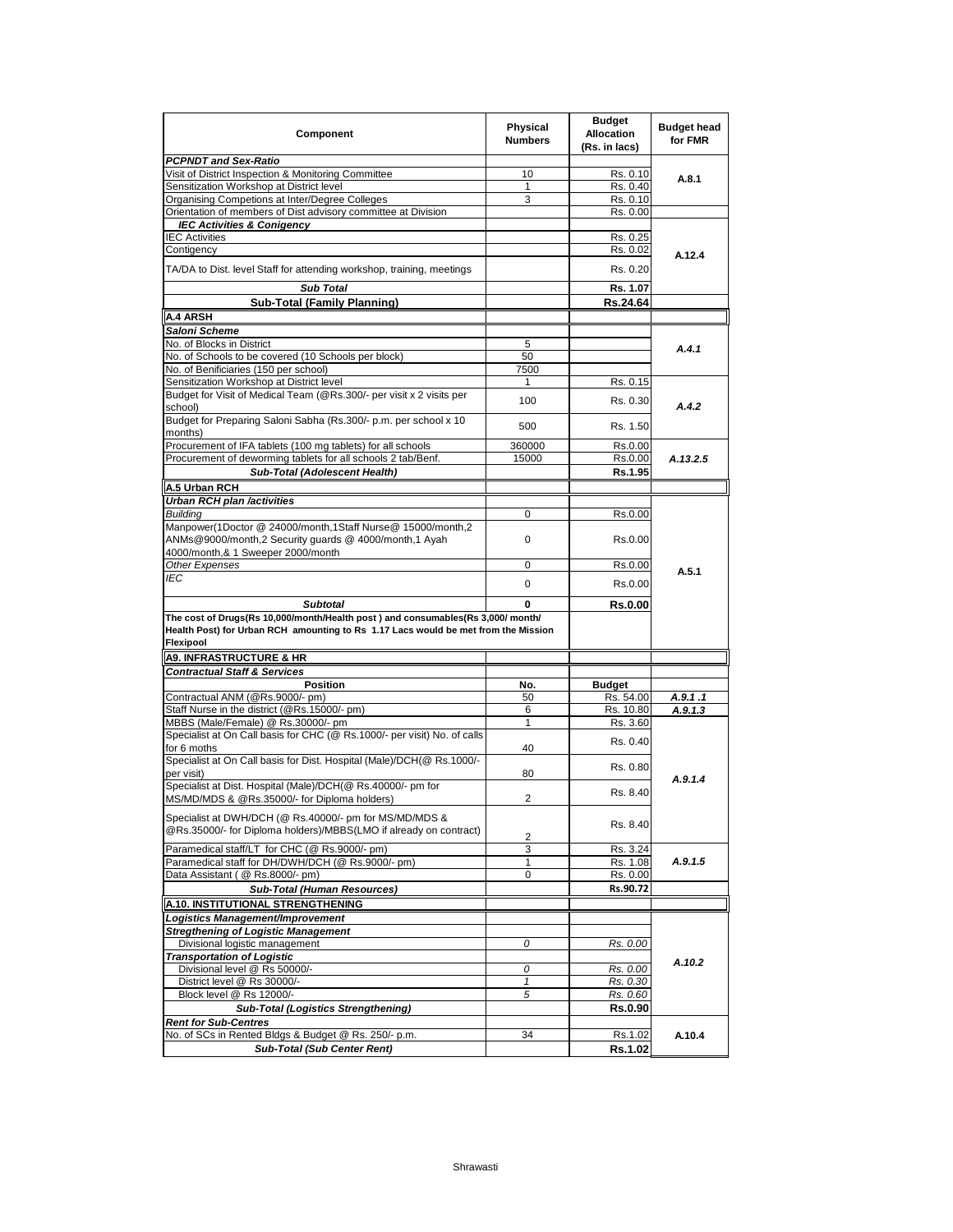| Component | Physical Numbers | Budget Allocation (Rs. in lacs) | Budget head for FMR |
|---|---|---|---|
| ***PCPNDT and Sex-Ratio*** | | | |
| Visit of District Inspection & Monitoring Committee | 10 | Rs. 0.10 | A.8.1 |
| Sensitization Workshop at District level | 1 | Rs. 0.40 | |
| Organising Competions at Inter/Degree Colleges | 3 | Rs. 0.10 | |
| Orientation of members of Dist advisory committee at Division | | Rs. 0.00 | |
| ***IEC Activities & Conigency*** | | | A.12.4 |
| IEC Activities | | Rs. 0.25 | |
| Contigency | | Rs. 0.02 | |
| TA/DA to Dist. level Staff for attending workshop, training, meetings | | Rs. 0.20 | |
| ***Sub Total*** | | **Rs. 1.07** | |
| **Sub-Total (Family Planning)** | | **Rs.24.64** | |
| **A.4 ARSH** | | | |
| ***Saloni Scheme*** | | | |
| No. of Blocks in District | 5 | | *A.4.1* |
| No. of Schools to be covered (10 Schools per block) | 50 | | |
| No. of Benificiaries (150 per school) | 7500 | | |
| Sensitization Workshop at District level | 1 | Rs. 0.15 | *A.4.2* |
| Budget for Visit of Medical Team (@Rs.300/- per visit x 2 visits per school) | 100 | Rs. 0.30 | |
| Budget for Preparing Saloni Sabha (Rs.300/- p.m. per school x 10 months) | 500 | Rs. 1.50 | |
| Procurement of IFA tablets (100 mg tablets) for all schools | 360000 | Rs.0.00 | *A.13.2.5* |
| Procurement of deworming tablets for all schools 2 tab/Benf. | 15000 | Rs.0.00 | |
| ***Sub-Total (Adolescent Health)*** | | **Rs.1.95** | |
| **A.5 Urban RCH** | | | |
| ***Urban RCH plan /activities*** | | | |
| *Building* | 0 | Rs.0.00 | A.5.1 |
| Manpower(1Doctor @ 24000/month,1Staff Nurse@ 15000/month,2 ANMs@9000/month,2 Security guards @ 4000/month,1 Ayah 4000/month,& 1 Sweeper 2000/month | 0 | Rs.0.00 | |
| *Other Expenses* | 0 | Rs.0.00 | |
| *IEC* | 0 | Rs.0.00 | |
| ***Subtotal*** | **0** | **Rs.0.00** | |
| **The cost of Drugs(Rs 10,000/month/Health post ) and consumables(Rs 3,000/ month/ Health Post) for Urban RCH amounting to Rs 1.17 Lacs would be met from the Mission Flexipool** | | | |
| **A9. INFRASTRUCTURE & HR** | | | |
| ***Contractual Staff & Services*** | | | |
| **Position** | **No.** | **Budget** | |
| Contractual ANM (@Rs.9000/- pm) | 50 | Rs. 54.00 | *A.9.1 .1* |
| Staff Nurse in the district (@Rs.15000/- pm) | 6 | Rs. 10.80 | *A.9.1.3* |
| MBBS (Male/Female) @ Rs.30000/- pm | 1 | Rs. 3.60 | *A.9.1.4* |
| Specialist at On Call basis for CHC (@ Rs.1000/- per visit) No. of calls for 6 moths | 40 | Rs. 0.40 | |
| Specialist at On Call basis for Dist. Hospital (Male)/DCH(@ Rs.1000/- per visit) | 80 | Rs. 0.80 | |
| Specialist at Dist. Hospital (Male)/DCH(@ Rs.40000/- pm for MS/MD/MDS & @Rs.35000/- for Diploma holders) | 2 | Rs. 8.40 | |
| Specialist at DWH/DCH (@ Rs.40000/- pm for MS/MD/MDS & @Rs.35000/- for Diploma holders)/MBBS(LMO if already on contract) | 2 | Rs. 8.40 | |
| Paramedical staff/LT for CHC (@ Rs.9000/- pm) | 3 | Rs. 3.24 | *A.9.1.5* |
| Paramedical staff for DH/DWH/DCH (@ Rs.9000/- pm) | 1 | Rs. 1.08 | |
| Data Assistant ( @ Rs.8000/- pm) | 0 | Rs. 0.00 | |
| ***Sub-Total (Human Resources)*** | | **Rs.90.72** | |
| **A.10. INSTITUTIONAL STRENGTHENING** | | | |
| ***Logistics Management/Improvement*** | | | *A.10.2* |
| ***Stregthening of Logistic Management*** | | | |
| Divisional logistic management | *0* | *Rs. 0.00* | |
| ***Transportation of Logistic*** | | | |
| Divisional level @ Rs 50000/- | *0* | *Rs. 0.00* | |
| District level @ Rs 30000/- | *1* | *Rs. 0.30* | |
| Block level @ Rs 12000/- | *5* | *Rs. 0.60* | |
| ***Sub-Total (Logistics Strengthening)*** | | **Rs.0.90** | |
| ***Rent for Sub-Centres*** | | | |
| No. of SCs in Rented Bldgs & Budget @ Rs. 250/- p.m. | 34 | Rs.1.02 | A.10.4 |
| ***Sub-Total (Sub Center Rent)*** | | **Rs.1.02** | |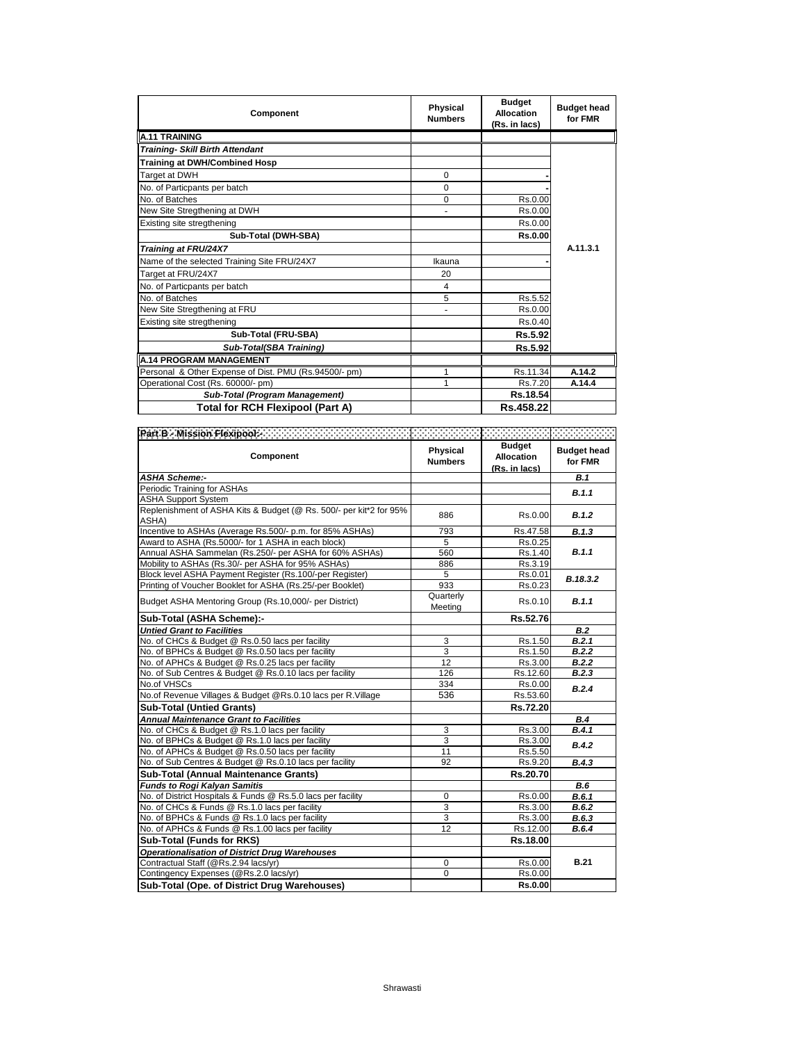| Component | Physical Numbers | Budget Allocation (Rs. in lacs) | Budget head for FMR |
|---|---|---|---|
| **A.11 TRAINING** | | | |
| ***Training- Skill Birth Attendant*** | | | |
| **Training at DWH/Combined Hosp** | | | A.11.3.1 |
| Target at DWH | 0 | - | |
| No. of Particpants per batch | 0 | - | |
| No. of Batches | 0 | Rs.0.00 | |
| New Site Stregthening at DWH | - | Rs.0.00 | |
| Existing site stregthening | | Rs.0.00 | |
| **Sub-Total (DWH-SBA)** | | **Rs.0.00** | |
| ***Training at FRU/24X7*** | | | |
| Name of the selected Training Site FRU/24X7 | Ikauna | - | |
| Target at FRU/24X7 | 20 | | |
| No. of Particpants per batch | 4 | | |
| No. of Batches | 5 | Rs.5.52 | |
| New Site Stregthening at FRU | - | Rs.0.00 | |
| Existing site stregthening | | Rs.0.40 | |
| **Sub-Total (FRU-SBA)** | | **Rs.5.92** | |
| ***Sub-Total(SBA Training)*** | | **Rs.5.92** | |
| **A.14 PROGRAM MANAGEMENT** | | | |
| Personal & Other Expense of Dist. PMU (Rs.94500/- pm) | 1 | Rs.11.34 | A.14.2 |
| Operational Cost (Rs. 60000/- pm) | 1 | Rs.7.20 | A.14.4 |
| ***Sub-Total (Program Management)*** | | **Rs.18.54** | |
| **Total for RCH Flexipool (Part A)** | | **Rs.458.22** | |

**Part B - Mission Flexipool:-**

| Component | Physical Numbers | Budget Allocation (Rs. in lacs) | Budget head for FMR |
|---|---|---|---|
| ***ASHA Scheme:-*** | | | ***B.1*** |
| Periodic Training for ASHAs | | | ***B.1.1*** |
| ASHA Support System | | | |
| Replenishment of ASHA Kits & Budget (@ Rs. 500/- per kit*2 for 95% ASHA) | 886 | Rs.0.00 | ***B.1.2*** |
| Incentive to ASHAs (Average Rs.500/- p.m. for 85% ASHAs) | 793 | Rs.47.58 | ***B.1.3*** |
| Award to ASHA (Rs.5000/- for 1 ASHA in each block) | 5 | Rs.0.25 | ***B.1.1*** |
| Annual ASHA Sammelan (Rs.250/- per ASHA for 60% ASHAs) | 560 | Rs.1.40 | |
| Mobility to ASHAs (Rs.30/- per ASHA for 95% ASHAs) | 886 | Rs.3.19 | |
| Block level ASHA Payment Register (Rs.100/-per Register) | 5 | Rs.0.01 | ***B.18.3.2*** |
| Printing of Voucher Booklet for ASHA (Rs.25/-per Booklet) | 933 | Rs.0.23 | |
| Budget ASHA Mentoring Group (Rs.10,000/- per District) | Quarterly Meeting | Rs.0.10 | ***B.1.1*** |
| **Sub-Total (ASHA Scheme):-** | | **Rs.52.76** | |
| ***Untied Grant to Facilities*** | | | ***B.2*** |
| No. of CHCs & Budget @ Rs.0.50 lacs per facility | 3 | Rs.1.50 | ***B.2.1*** |
| No. of BPHCs & Budget @ Rs.0.50 lacs per facility | 3 | Rs.1.50 | ***B.2.2*** |
| No. of APHCs & Budget @ Rs.0.25 lacs per facility | 12 | Rs.3.00 | ***B.2.2*** |
| No. of Sub Centres & Budget @ Rs.0.10 lacs per facility | 126 | Rs.12.60 | ***B.2.3*** |
| No.of VHSCs | 334 | Rs.0.00 | ***B.2.4*** |
| No.of Revenue Villages & Budget @Rs.0.10 lacs per R.Village | 536 | Rs.53.60 | |
| **Sub-Total (Untied Grants)** | | **Rs.72.20** | |
| ***Annual Maintenance Grant to Facilities*** | | | ***B.4*** |
| No. of CHCs & Budget @ Rs.1.0 lacs per facility | 3 | Rs.3.00 | ***B.4.1*** |
| No. of BPHCs & Budget @ Rs.1.0 lacs per facility | 3 | Rs.3.00 | ***B.4.2*** |
| No. of APHCs & Budget @ Rs.0.50 lacs per facility | 11 | Rs.5.50 | |
| No. of Sub Centres & Budget @ Rs.0.10 lacs per facility | 92 | Rs.9.20 | ***B.4.3*** |
| **Sub-Total (Annual Maintenance Grants)** | | **Rs.20.70** | |
| ***Funds to Rogi Kalyan Samitis*** | | | ***B.6*** |
| No. of District Hospitals & Funds @ Rs.5.0 lacs per facility | 0 | Rs.0.00 | ***B.6.1*** |
| No. of CHCs & Funds @ Rs.1.0 lacs per facility | 3 | Rs.3.00 | ***B.6.2*** |
| No. of BPHCs & Funds @ Rs.1.0 lacs per facility | 3 | Rs.3.00 | ***B.6.3*** |
| No. of APHCs & Funds @ Rs.1.00 lacs per facility | 12 | Rs.12.00 | ***B.6.4*** |
| **Sub-Total (Funds for RKS)** | | **Rs.18.00** | |
| ***Operationalisation of District Drug Warehouses*** | | | **B.21** |
| Contractual Staff (@Rs.2.94 lacs/yr) | 0 | Rs.0.00 | |
| Contingency Expenses (@Rs.2.0 lacs/yr) | 0 | Rs.0.00 | |
| **Sub-Total (Ope. of District Drug Warehouses)** | | **Rs.0.00** | |

Shrawasti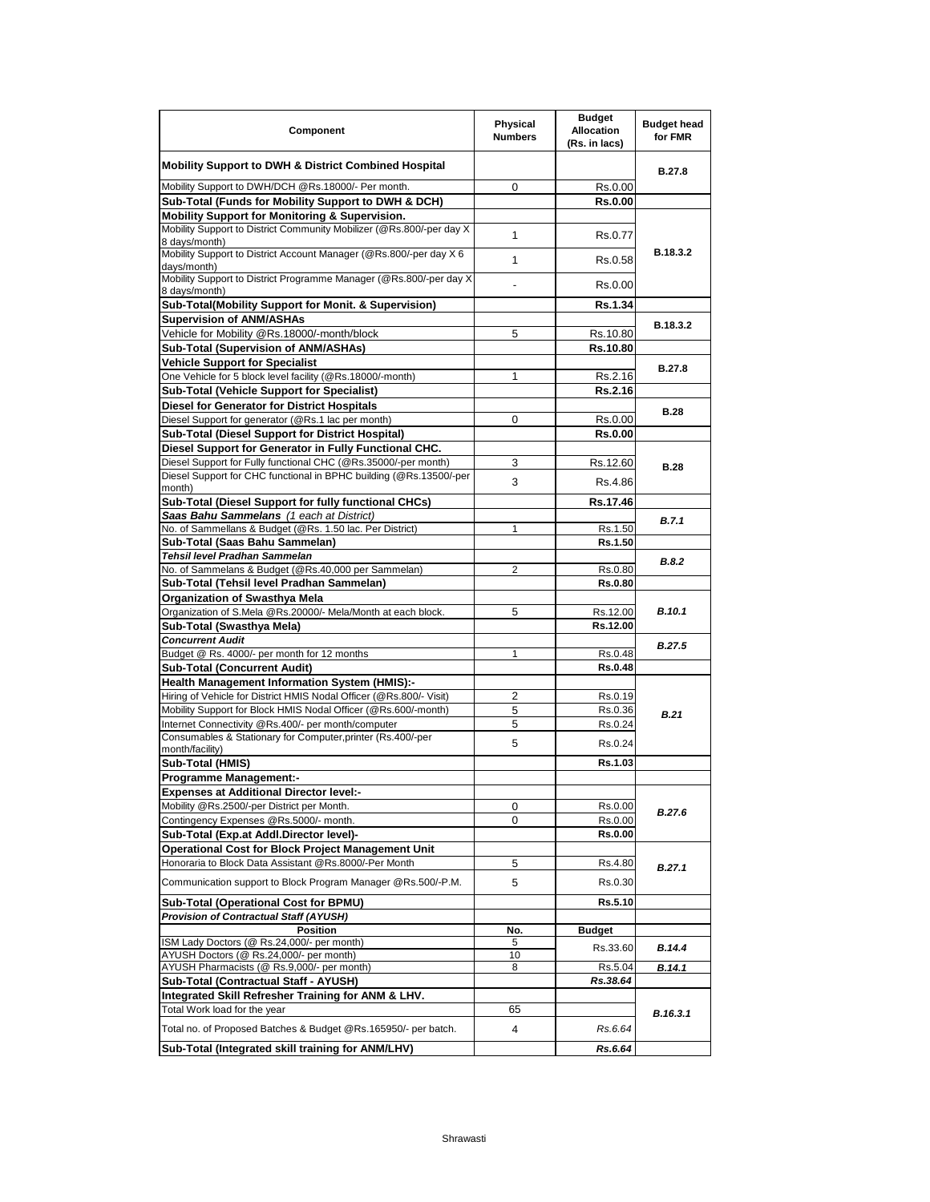| Component | Physical Numbers | Budget Allocation (Rs. in lacs) | Budget head for FMR |
|---|---|---|---|
| **Mobility Support to DWH & District Combined Hospital** | | | **B.27.8** |
| Mobility Support to DWH/DCH @Rs.18000/- Per month. | 0 | Rs.0.00 | |
| **Sub-Total (Funds for Mobility Support to DWH & DCH)** | | **Rs.0.00** | |
| **Mobility Support for Monitoring & Supervision.** | | | **B.18.3.2** |
| Mobility Support to District Community Mobilizer (@Rs.800/-per day X 8 days/month) | 1 | Rs.0.77 | |
| Mobility Support to District Account Manager (@Rs.800/-per day X 6 days/month) | 1 | Rs.0.58 | |
| Mobility Support to District Programme Manager (@Rs.800/-per day X 8 days/month) | - | Rs.0.00 | |
| **Sub-Total(Mobility Support for Monit. & Supervision)** | | **Rs.1.34** | |
| **Supervision of ANM/ASHAs** | | | **B.18.3.2** |
| Vehicle for Mobility @Rs.18000/-month/block | 5 | Rs.10.80 | |
| **Sub-Total (Supervision of ANM/ASHAs)** | | **Rs.10.80** | |
| **Vehicle Support for Specialist** | | | **B.27.8** |
| One Vehicle for 5 block level facility (@Rs.18000/-month) | 1 | Rs.2.16 | |
| **Sub-Total (Vehicle Support for Specialist)** | | **Rs.2.16** | |
| **Diesel for Generator for District Hospitals** | | | **B.28** |
| Diesel Support for generator (@Rs.1 lac per month) | 0 | Rs.0.00 | |
| **Sub-Total (Diesel Support for District Hospital)** | | **Rs.0.00** | |
| **Diesel Support for Generator in Fully Functional CHC.** | | | **B.28** |
| Diesel Support for Fully functional CHC (@Rs.35000/-per month) | 3 | Rs.12.60 | |
| Diesel Support for CHC functional in BPHC building (@Rs.13500/-per month) | 3 | Rs.4.86 | |
| **Sub-Total (Diesel Support for fully functional CHCs)** | | **Rs.17.46** | |
| ***Saas Bahu Sammelans*** *(1 each at District)* | | | ***B.7.1*** |
| No. of Sammellans & Budget (@Rs. 1.50 lac. Per District) | 1 | Rs.1.50 | |
| **Sub-Total (Saas Bahu Sammelan)** | | **Rs.1.50** | |
| ***Tehsil level Pradhan Sammelan*** | | | ***B.8.2*** |
| No. of Sammelans & Budget (@Rs.40,000 per Sammelan) | 2 | Rs.0.80 | |
| **Sub-Total (Tehsil level Pradhan Sammelan)** | | **Rs.0.80** | |
| **Organization of Swasthya Mela** | | | ***B.10.1*** |
| Organization of S.Mela @Rs.20000/- Mela/Month at each block. | 5 | Rs.12.00 | |
| **Sub-Total (Swasthya Mela)** | | **Rs.12.00** | |
| ***Concurrent Audit*** | | | ***B.27.5*** |
| Budget @ Rs. 4000/- per month for 12 months | 1 | Rs.0.48 | |
| **Sub-Total (Concurrent Audit)** | | **Rs.0.48** | |
| **Health Management Information System (HMIS):-** | | | ***B.21*** |
| Hiring of Vehicle for District HMIS Nodal Officer (@Rs.800/- Visit) | 2 | Rs.0.19 | |
| Mobility Support for Block HMIS Nodal Officer (@Rs.600/-month) | 5 | Rs.0.36 | |
| Internet Connectivity @Rs.400/- per month/computer | 5 | Rs.0.24 | |
| Consumables & Stationary for Computer,printer (Rs.400/-per month/facility) | 5 | Rs.0.24 | |
| **Sub-Total (HMIS)** | | **Rs.1.03** | |
| **Programme Management:-** | | | |
| **Expenses at Additional Director level:-** | | | ***B.27.6*** |
| Mobility @Rs.2500/-per District per Month. | 0 | Rs.0.00 | |
| Contingency Expenses @Rs.5000/- month. | 0 | Rs.0.00 | |
| **Sub-Total (Exp.at Addl.Director level)-** | | **Rs.0.00** | |
| **Operational Cost for Block Project Management Unit** | | | ***B.27.1*** |
| Honoraria to Block Data Assistant @Rs.8000/-Per Month | 5 | Rs.4.80 | |
| Communication support to Block Program Manager @Rs.500/-P.M. | 5 | Rs.0.30 | |
| **Sub-Total (Operational Cost for BPMU)** | | **Rs.5.10** | |
| ***Provision of Contractual Staff (AYUSH)*** | | | |
| **Position** | **No.** | **Budget** | |
| ISM Lady Doctors (@ Rs.24,000/- per month) | 5 | Rs.33.60 | ***B.14.4*** |
| AYUSH Doctors (@ Rs.24,000/- per month) | 10 | | |
| AYUSH Pharmacists (@ Rs.9,000/- per month) | 8 | Rs.5.04 | ***B.14.1*** |
| **Sub-Total (Contractual Staff - AYUSH)** | | ***Rs.38.64*** | |
| **Integrated Skill Refresher Training for ANM & LHV.** | | | ***B.16.3.1*** |
| Total Work load for the year | 65 | | |
| Total no. of Proposed Batches & Budget @Rs.165950/- per batch. | 4 | *Rs.6.64* | |
| **Sub-Total (Integrated skill training for ANM/LHV)** | | ***Rs.6.64*** | |

Shrawasti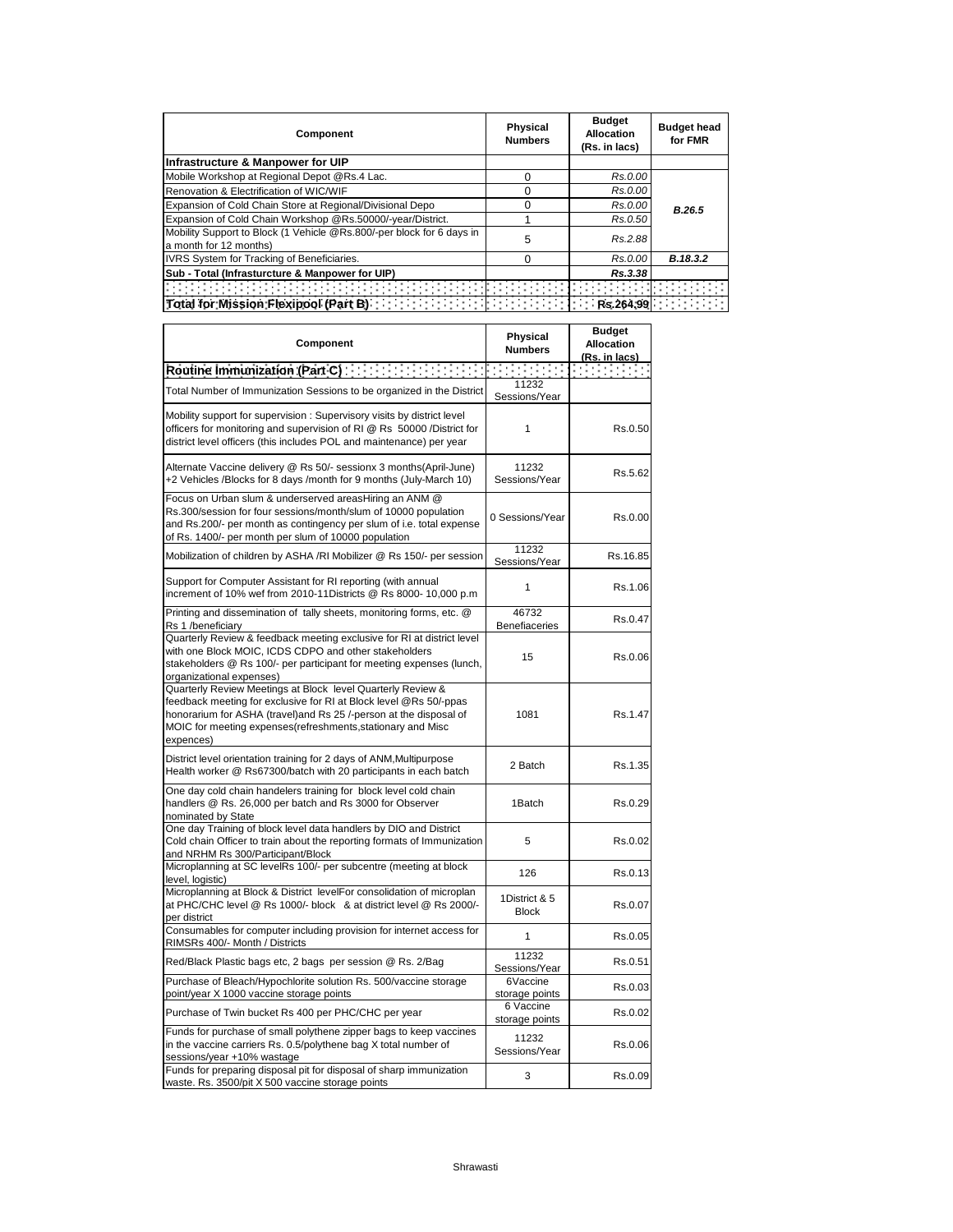| Component | Physical Numbers | Budget Allocation (Rs. in lacs) | Budget head for FMR |
|---|---|---|---|
| **Infrastructure & Manpower for UIP** | | | |
| Mobile Workshop at Regional Depot @Rs.4 Lac. | 0 | *Rs.0.00* | ***B.26.5*** |
| Renovation & Electrification of WIC/WIF | 0 | *Rs.0.00* | |
| Expansion of Cold Chain Store at Regional/Divisional Depo | 0 | *Rs.0.00* | |
| Expansion of Cold Chain Workshop @Rs.50000/-year/District. | 1 | *Rs.0.50* | |
| Mobility Support to Block (1 Vehicle @Rs.800/-per block for 6 days in a month for 12 months) | 5 | *Rs.2.88* | |
| IVRS System for Tracking of Beneficiaries. | 0 | *Rs.0.00* | ***B.18.3.2*** |
| **Sub - Total (Infrasturcture & Manpower for UIP)** | | ***Rs.3.38*** | |
| | | | |
| **Total for Mission Flexipool (Part B)** | | **Rs.264.99** | |

| Component | Physical Numbers | Budget Allocation (Rs. in lacs) |
|---|---|---|
| **Routine Immunization (Part C)** | | |
| Total Number of Immunization Sessions to be organized in the District | 11232 Sessions/Year | |
| Mobility support for supervision : Supervisory visits by district level officers for monitoring and supervision of RI @ Rs 50000 /District for district level officers (this includes POL and maintenance) per year | 1 | Rs.0.50 |
| Alternate Vaccine delivery @ Rs 50/- sessionx 3 months(April-June) +2 Vehicles /Blocks for 8 days /month for 9 months (July-March 10) | 11232 Sessions/Year | Rs.5.62 |
| Focus on Urban slum & underserved areasHiring an ANM @ Rs.300/session for four sessions/month/slum of 10000 population and Rs.200/- per month as contingency per slum of i.e. total expense of Rs. 1400/- per month per slum of 10000 population | 0 Sessions/Year | Rs.0.00 |
| Mobilization of children by ASHA /RI Mobilizer @ Rs 150/- per session | 11232 Sessions/Year | Rs.16.85 |
| Support for Computer Assistant for RI reporting (with annual increment of 10% wef from 2010-11Districts @ Rs 8000- 10,000 p.m | 1 | Rs.1.06 |
| Printing and dissemination of tally sheets, monitoring forms, etc. @ Rs 1 /beneficiary | 46732 Benefiaceries | Rs.0.47 |
| Quarterly Review & feedback meeting exclusive for RI at district level with one Block MOIC, ICDS CDPO and other stakeholders stakeholders @ Rs 100/- per participant for meeting expenses (lunch, organizational expenses) | 15 | Rs.0.06 |
| Quarterly Review Meetings at Block level Quarterly Review & feedback meeting for exclusive for RI at Block level @Rs 50/-ppas honorarium for ASHA (travel)and Rs 25 /-person at the disposal of MOIC for meeting expenses(refreshments,stationary and Misc expences) | 1081 | Rs.1.47 |
| District level orientation training for 2 days of ANM,Multipurpose Health worker @ Rs67300/batch with 20 participants in each batch | 2 Batch | Rs.1.35 |
| One day cold chain handelers training for block level cold chain handlers @ Rs. 26,000 per batch and Rs 3000 for Observer nominated by State | 1Batch | Rs.0.29 |
| One day Training of block level data handlers by DIO and District Cold chain Officer to train about the reporting formats of Immunization and NRHM Rs 300/Participant/Block | 5 | Rs.0.02 |
| Microplanning at SC levelRs 100/- per subcentre (meeting at block level, logistic) | 126 | Rs.0.13 |
| Microplanning at Block & District levelFor consolidation of microplan at PHC/CHC level @ Rs 1000/- block & at district level @ Rs 2000/- per district | 1District & 5 Block | Rs.0.07 |
| Consumables for computer including provision for internet access for RIMSRs 400/- Month / Districts | 1 | Rs.0.05 |
| Red/Black Plastic bags etc, 2 bags per session @ Rs. 2/Bag | 11232 Sessions/Year | Rs.0.51 |
| Purchase of Bleach/Hypochlorite solution Rs. 500/vaccine storage point/year X 1000 vaccine storage points | 6Vaccine storage points | Rs.0.03 |
| Purchase of Twin bucket Rs 400 per PHC/CHC per year | 6 Vaccine storage points | Rs.0.02 |
| Funds for purchase of small polythene zipper bags to keep vaccines in the vaccine carriers Rs. 0.5/polythene bag X total number of sessions/year +10% wastage | 11232 Sessions/Year | Rs.0.06 |
| Funds for preparing disposal pit for disposal of sharp immunization waste. Rs. 3500/pit X 500 vaccine storage points | 3 | Rs.0.09 |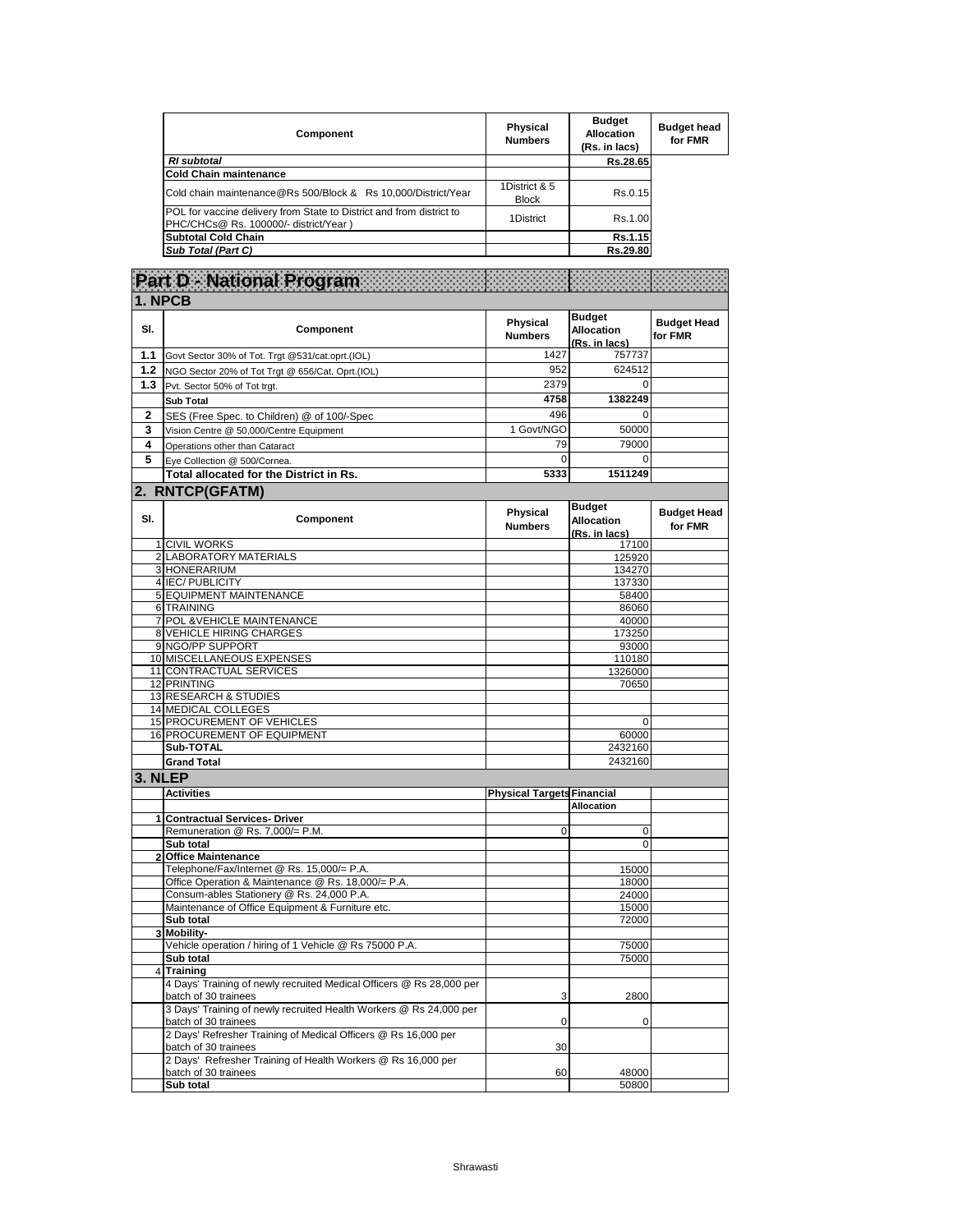| Component | Physical Numbers | Budget Allocation (Rs. in lacs) | Budget head for FMR |
|---|---|---|---|
| ***RI subtotal*** | | **Rs.28.65** | |
| **Cold Chain maintenance** | | | |
| Cold chain maintenance@Rs 500/Block & Rs 10,000/District/Year | 1District & 5 Block | Rs.0.15 | |
| POL for vaccine delivery from State to District and from district to PHC/CHCs@ Rs. 100000/- district/Year ) | 1District | Rs.1.00 | |
| **Subtotal Cold Chain** | | **Rs.1.15** | |
| ***Sub Total (Part C)*** | | **Rs.29.80** | |

# Part D - National Program

## 1. NPCB

| Sl. | Component | Physical Numbers | Budget Allocation (Rs. in lacs) | Budget Head for FMR |
|---|---|---|---|---|
| 1.1 | Govt Sector 30% of Tot. Trgt @531/cat.oprt.(IOL) | 1427 | 757737 | |
| 1.2 | NGO Sector 20% of Tot Trgt @ 656/Cat. Oprt.(IOL) | 952 | 624512 | |
| 1.3 | Pvt. Sector 50% of Tot trgt. | 2379 | 0 | |
| | **Sub Total** | **4758** | **1382249** | |
| 2 | SES (Free Spec. to Children) @ of 100/-Spec | 496 | 0 | |
| 3 | Vision Centre @ 50,000/Centre Equipment | 1 Govt/NGO | 50000 | |
| 4 | Operations other than Cataract | 79 | 79000 | |
| 5 | Eye Collection @ 500/Cornea. | 0 | 0 | |
| | **Total allocated for the District in Rs.** | **5333** | **1511249** | |

## 2. RNTCP(GFATM)

| Sl. | Component | Physical Numbers | Budget Allocation (Rs. in lacs) | Budget Head for FMR |
|---|---|---|---|---|
| 1 | CIVIL WORKS | | 17100 | |
| 2 | LABORATORY MATERIALS | | 125920 | |
| 3 | HONERARIUM | | 134270 | |
| 4 | IEC/ PUBLICITY | | 137330 | |
| 5 | EQUIPMENT MAINTENANCE | | 58400 | |
| 6 | TRAINING | | 86060 | |
| 7 | POL &VEHICLE MAINTENANCE | | 40000 | |
| 8 | VEHICLE HIRING CHARGES | | 173250 | |
| 9 | NGO/PP SUPPORT | | 93000 | |
| 10 | MISCELLANEOUS EXPENSES | | 110180 | |
| 11 | CONTRACTUAL SERVICES | | 1326000 | |
| 12 | PRINTING | | 70650 | |
| 13 | RESEARCH & STUDIES | | | |
| 14 | MEDICAL COLLEGES | | | |
| 15 | PROCUREMENT OF VEHICLES | | 0 | |
| 16 | PROCUREMENT OF EQUIPMENT | | 60000 | |
| | **Sub-TOTAL** | | 2432160 | |
| | **Grand Total** | | 2432160 | |

## 3. NLEP

| | Activities | Physical Targets | Financial Allocation | |
|---|---|---|---|---|
| 1 | **Contractual Services- Driver** | | | |
| | Remuneration @ Rs. 7,000/= P.M. | 0 | 0 | |
| | **Sub total** | | 0 | |
| 2 | **Office Maintenance** | | | |
| | Telephone/Fax/Internet @ Rs. 15,000/= P.A. | | 15000 | |
| | Office Operation & Maintenance @ Rs. 18,000/= P.A. | | 18000 | |
| | Consum-ables Stationery @ Rs. 24,000 P.A. | | 24000 | |
| | Maintenance of Office Equipment & Furniture etc. | | 15000 | |
| | **Sub total** | | 72000 | |
| 3 | **Mobility-** | | | |
| | Vehicle operation / hiring of 1 Vehicle @ Rs 75000 P.A. | | 75000 | |
| | **Sub total** | | 75000 | |
| 4 | **Training** | | | |
| | 4 Days' Training of newly recruited Medical Officers @ Rs 28,000 per batch of 30 trainees | 3 | 2800 | |
| | 3 Days' Training of newly recruited Health Workers @ Rs 24,000 per batch of 30 trainees | 0 | 0 | |
| | 2 Days' Refresher Training of Medical Officers @ Rs 16,000 per batch of 30 trainees | 30 | | |
| | 2 Days' Refresher Training of Health Workers @ Rs 16,000 per batch of 30 trainees | 60 | 48000 | |
| | **Sub total** | | 50800 | |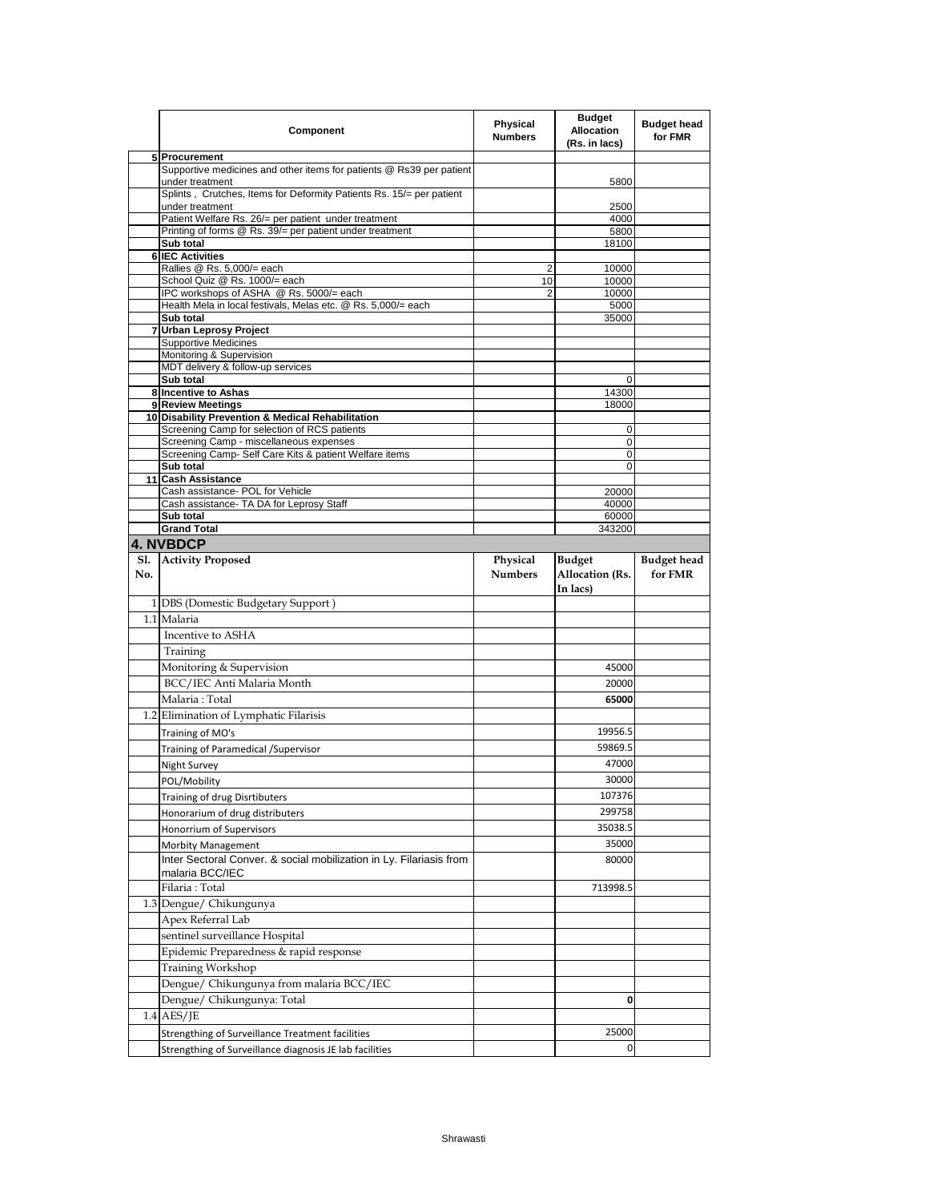| | Component | Physical Numbers | Budget Allocation (Rs. in lacs) | Budget head for FMR |
|---|---|---|---|---|
| 5 | **Procurement** | | | |
| | Supportive medicines and other items for patients @ Rs39 per patient under treatment | | 5800 | |
| | Splints , Crutches, Items for Deformity Patients Rs. 15/= per patient under treatment | | 2500 | |
| | Patient Welfare Rs. 26/= per patient under treatment | | 4000 | |
| | Printing of forms @ Rs. 39/= per patient under treatment | | 5800 | |
| | **Sub total** | | 18100 | |
| 6 | **IEC Activities** | | | |
| | Rallies @ Rs. 5,000/= each | 2 | 10000 | |
| | School Quiz @ Rs. 1000/= each | 10 | 10000 | |
| | IPC workshops of ASHA @ Rs. 5000/= each | 2 | 10000 | |
| | Health Mela in local festivals, Melas etc. @ Rs. 5,000/= each | | 5000 | |
| | **Sub total** | | 35000 | |
| 7 | **Urban Leprosy Project** | | | |
| | Supportive Medicines | | | |
| | Monitoring & Supervision | | | |
| | MDT delivery & follow-up services | | | |
| | **Sub total** | | 0 | |
| 8 | **Incentive to Ashas** | | 14300 | |
| 9 | **Review Meetings** | | 18000 | |
| 10 | **Disability Prevention & Medical Rehabilitation** | | | |
| | Screening Camp for selection of RCS patients | | 0 | |
| | Screening Camp - miscellaneous expenses | | 0 | |
| | Screening Camp- Self Care Kits & patient Welfare items | | 0 | |
| | **Sub total** | | 0 | |
| 11 | **Cash Assistance** | | | |
| | Cash assistance- POL for Vehicle | | 20000 | |
| | Cash assistance- TA DA for Leprosy Staff | | 40000 | |
| | **Sub total** | | 60000 | |
| | **Grand Total** | | 343200 | |

## 4. NVBDCP

| Sl. No. | Activity Proposed | Physical Numbers | Budget Allocation (Rs. In lacs) | Budget head for FMR |
|---|---|---|---|---|
| 1 | DBS (Domestic Budgetary Support ) | | | |
| 1.1 | Malaria | | | |
| | Incentive to ASHA | | | |
| | Training | | | |
| | Monitoring & Supervision | | 45000 | |
| | BCC/IEC Anti Malaria Month | | 20000 | |
| | Malaria : Total | | **65000** | |
| 1.2 | Elimination of Lymphatic Filarisis | | | |
| | Training of MO's | | 19956.5 | |
| | Training of Paramedical /Supervisor | | 59869.5 | |
| | Night Survey | | 47000 | |
| | POL/Mobility | | 30000 | |
| | Training of drug Disrtibuters | | 107376 | |
| | Honorarium of drug distributers | | 299758 | |
| | Honorrium of Supervisors | | 35038.5 | |
| | Morbity Management | | 35000 | |
| | Inter Sectoral Conver. & social mobilization in Ly. Filariasis from malaria BCC/IEC | | 80000 | |
| | Filaria : Total | | 713998.5 | |
| 1.3 | Dengue/ Chikungunya | | | |
| | Apex Referral Lab | | | |
| | sentinel surveillance Hospital | | | |
| | Epidemic Preparedness & rapid response | | | |
| | Training Workshop | | | |
| | Dengue/ Chikungunya from malaria BCC/IEC | | | |
| | Dengue/ Chikungunya: Total | | **0** | |
| 1.4 | AES/JE | | | |
| | Strengthing of Surveillance Treatment facilities | | 25000 | |
| | Strengthing of Surveillance diagnosis JE lab facilities | | 0 | |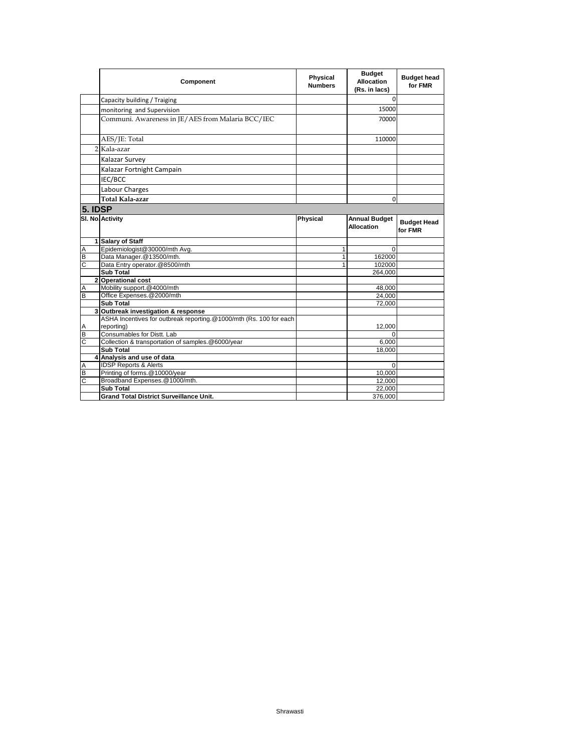| | Component | Physical Numbers | Budget Allocation (Rs. in lacs) | Budget head for FMR |
|---|---|---|---|---|
| | Capacity building / Traiging | | 0 | |
| | monitoring and Supervision | | 15000 | |
| | Communi. Awareness in JE/AES from Malaria BCC/IEC | | 70000 | |
| | AES/JE: Total | | 110000 | |
| 2 | Kala-azar | | | |
| | Kalazar Survey | | | |
| | Kalazar Fortnight Campain | | | |
| | IEC/BCC | | | |
| | Labour Charges | | | |
| | **Total Kala-azar** | | 0 | |

## 5. IDSP

| Sl. No. | Activity | Physical | Annual Budget Allocation | Budget Head for FMR |
|---|---|---|---|---|
| 1 | **Salary of Staff** | | | |
| A | Epidemiologist@30000/mth Avg. | 1 | 0 | |
| B | Data Manager.@13500/mth. | 1 | 162000 | |
| C | Data Entry operator.@8500/mth | 1 | 102000 | |
| | **Sub Total** | | 264,000 | |
| 2 | **Operational cost** | | | |
| A | Mobility support.@4000/mth | | 48,000 | |
| B | Office Expenses.@2000/mth | | 24,000 | |
| | **Sub Total** | | 72,000 | |
| 3 | **Outbreak investigation & response** | | | |
| A | ASHA Incentives for outbreak reporting.@1000/mth (Rs. 100 for each reporting) | | 12,000 | |
| B | Consumables for Distt. Lab | | 0 | |
| C | Collection & transportation of samples.@6000/year | | 6,000 | |
| | **Sub Total** | | 18,000 | |
| 4 | **Analysis and use of data** | | | |
| A | IDSP Reports & Alerts | | 0 | |
| B | Printing of forms.@10000/year | | 10,000 | |
| C | Broadband Expenses.@1000/mth. | | 12,000 | |
| | **Sub Total** | | 22,000 | |
| | **Grand Total District Surveillance Unit.** | | 376,000 | |